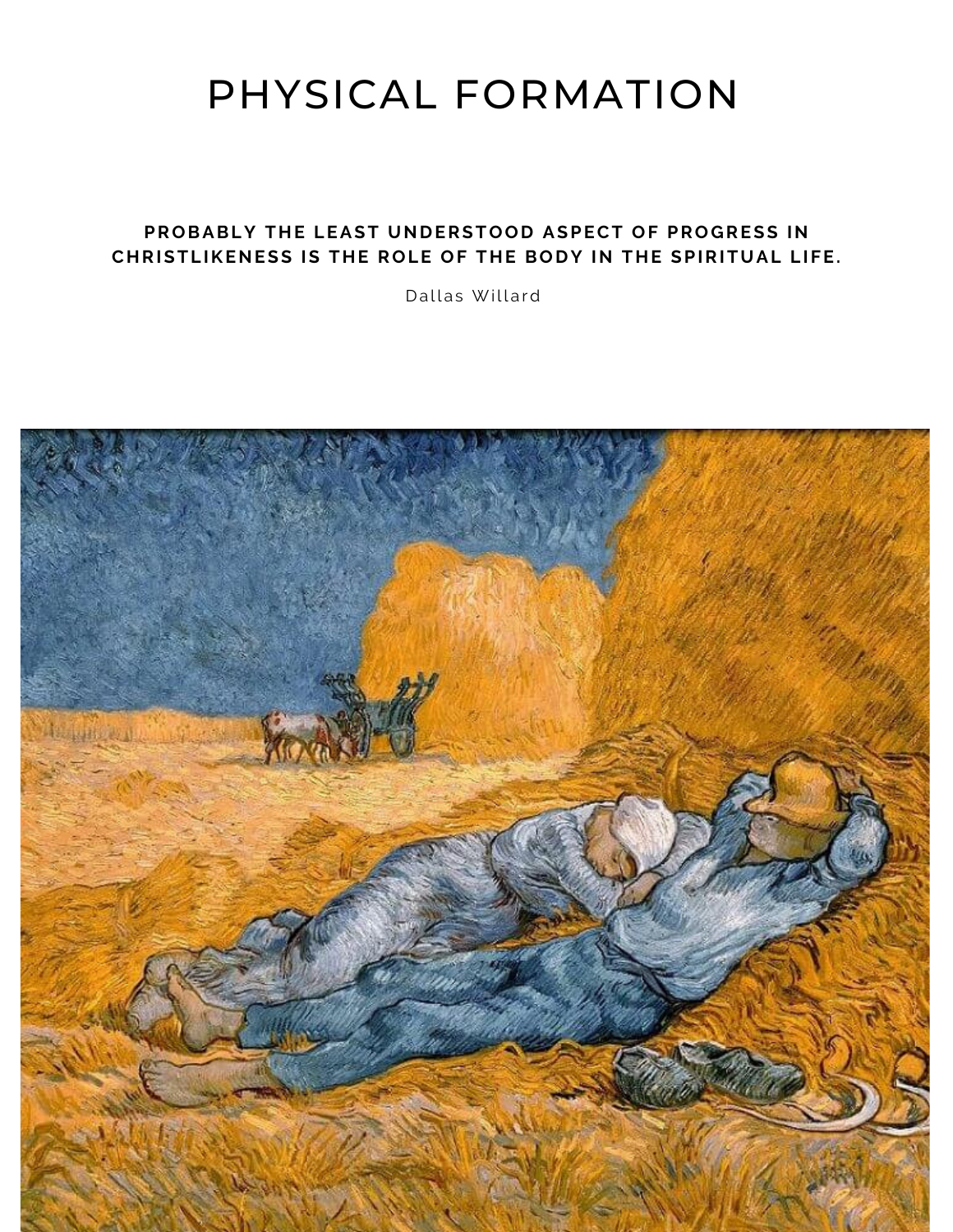# PHYSICAL FORMATION

**PROBABLY THE LEAST UNDERSTOOD ASPECT OF PROGRESS IN CHRISTLIKENESS IS THE ROLE OF THE BODY IN THE SPIRITUAL LIFE.**

Dallas Willard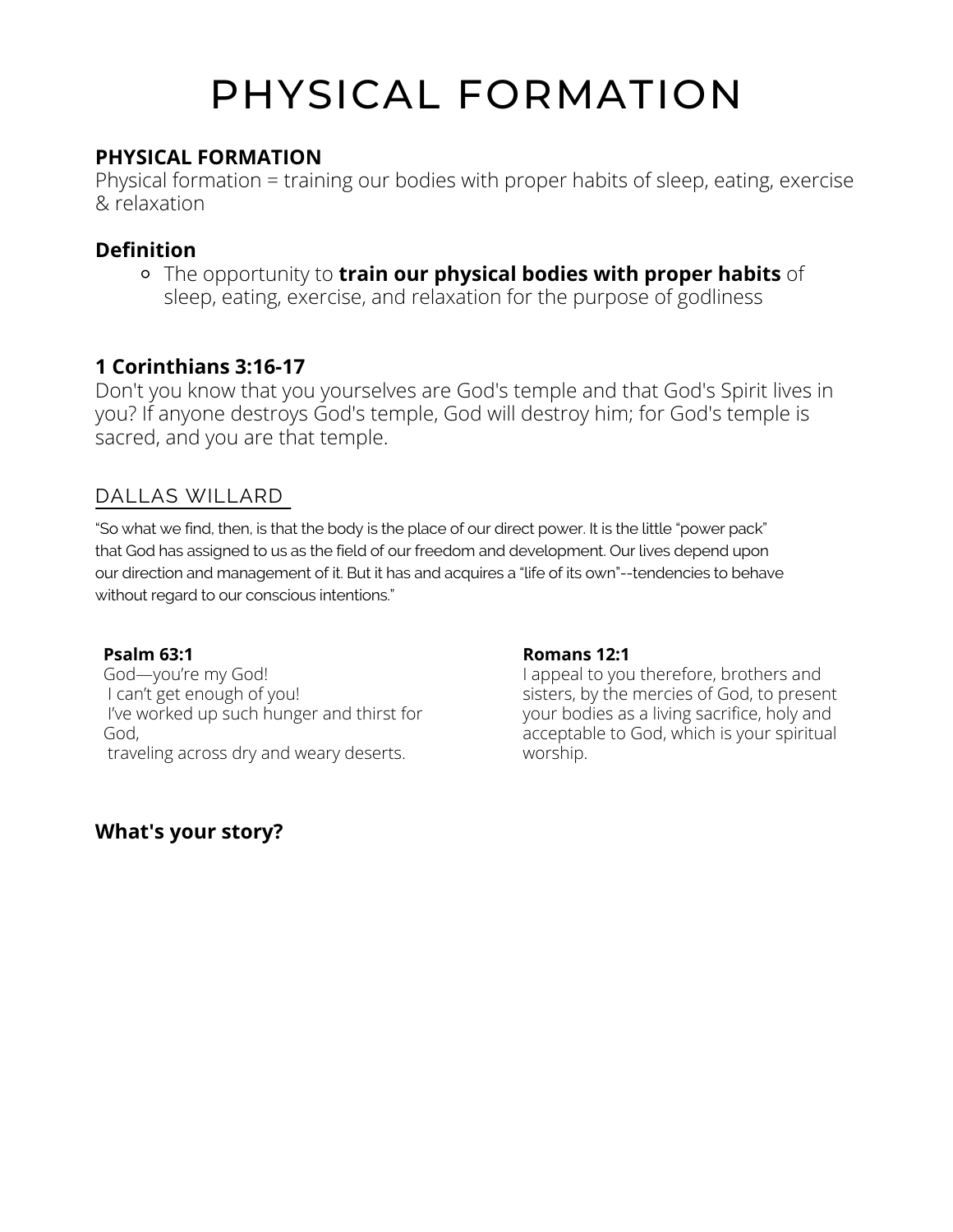# PHYSICAL FORMATION

**PHYSICAL FORMATION**

Physical formation = training our bodies with proper habits of sleep, eating, exercise & relaxation

### Definition

- The opportunity to **train our physical bodies with proper habits** of sleep, eating, exercise, and relaxation for the purpose of godliness

### 1 Corinthians 3:16-17

Don't you know that you yourselves are God's temple and that God's Spirit lives in you? If anyone destroys God's temple, God will destroy him; for God's temple is sacred, and you are that temple.

## DALLAS WILLARD

"So what we find, then, is that the body is the place of our direct power. It is the little "power pack" that God has assigned to us as the field of our freedom and development. Our lives depend upon our direction and management of it. But it has and acquires a "life of its own"--tendencies to behave without regard to our conscious intentions."

**Psalm 63:1**

God—you're my God!
I can't get enough of you!
I've worked up such hunger and thirst for God,
traveling across dry and weary deserts.

**Romans 12:1**

I appeal to you therefore, brothers and sisters, by the mercies of God, to present your bodies as a living sacrifice, holy and acceptable to God, which is your spiritual worship.

### What's your story?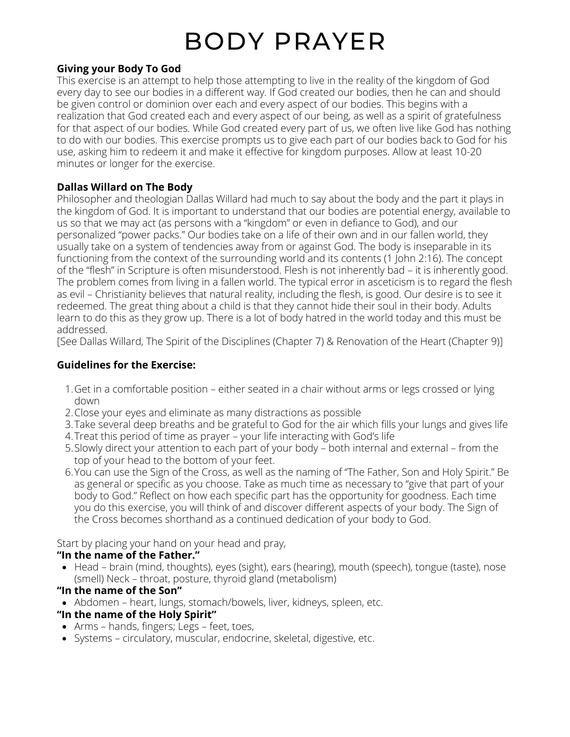# BODY PRAYER

**Giving your Body To God**

This exercise is an attempt to help those attempting to live in the reality of the kingdom of God every day to see our bodies in a different way. If God created our bodies, then he can and should be given control or dominion over each and every aspect of our bodies. This begins with a realization that God created each and every aspect of our being, as well as a spirit of gratefulness for that aspect of our bodies. While God created every part of us, we often live like God has nothing to do with our bodies. This exercise prompts us to give each part of our bodies back to God for his use, asking him to redeem it and make it effective for kingdom purposes. Allow at least 10-20 minutes or longer for the exercise.

**Dallas Willard on The Body**

Philosopher and theologian Dallas Willard had much to say about the body and the part it plays in the kingdom of God. It is important to understand that our bodies are potential energy, available to us so that we may act (as persons with a "kingdom" or even in defiance to God), and our personalized "power packs." Our bodies take on a life of their own and in our fallen world, they usually take on a system of tendencies away from or against God. The body is inseparable in its functioning from the context of the surrounding world and its contents (1 John 2:16). The concept of the "flesh" in Scripture is often misunderstood. Flesh is not inherently bad – it is inherently good. The problem comes from living in a fallen world. The typical error in asceticism is to regard the flesh as evil – Christianity believes that natural reality, including the flesh, is good. Our desire is to see it redeemed. The great thing about a child is that they cannot hide their soul in their body. Adults learn to do this as they grow up. There is a lot of body hatred in the world today and this must be addressed.
[See Dallas Willard, The Spirit of the Disciplines (Chapter 7) & Renovation of the Heart (Chapter 9)]

**Guidelines for the Exercise:**

1. Get in a comfortable position – either seated in a chair without arms or legs crossed or lying down
2. Close your eyes and eliminate as many distractions as possible
3. Take several deep breaths and be grateful to God for the air which fills your lungs and gives life
4. Treat this period of time as prayer – your life interacting with God's life
5. Slowly direct your attention to each part of your body – both internal and external – from the top of your head to the bottom of your feet.
6. You can use the Sign of the Cross, as well as the naming of "The Father, Son and Holy Spirit." Be as general or specific as you choose. Take as much time as necessary to "give that part of your body to God." Reflect on how each specific part has the opportunity for goodness. Each time you do this exercise, you will think of and discover different aspects of your body. The Sign of the Cross becomes shorthand as a continued dedication of your body to God.

Start by placing your hand on your head and pray,

**"In the name of the Father."**

- Head – brain (mind, thoughts), eyes (sight), ears (hearing), mouth (speech), tongue (taste), nose (smell) Neck – throat, posture, thyroid gland (metabolism)

**"In the name of the Son"**

- Abdomen – heart, lungs, stomach/bowels, liver, kidneys, spleen, etc.

**"In the name of the Holy Spirit"**

- Arms – hands, fingers; Legs – feet, toes,
- Systems – circulatory, muscular, endocrine, skeletal, digestive, etc.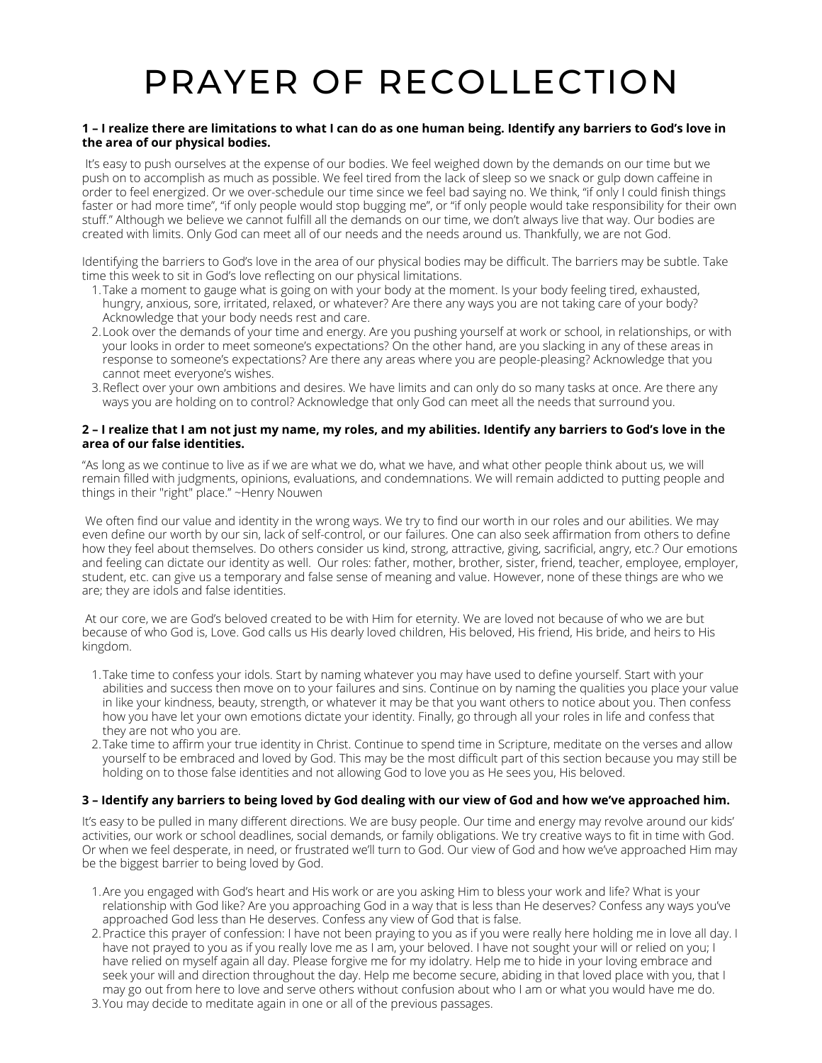# PRAYER OF RECOLLECTION

**1 – I realize there are limitations to what I can do as one human being. Identify any barriers to God's love in the area of our physical bodies.**

It's easy to push ourselves at the expense of our bodies. We feel weighed down by the demands on our time but we push on to accomplish as much as possible. We feel tired from the lack of sleep so we snack or gulp down caffeine in order to feel energized. Or we over-schedule our time since we feel bad saying no. We think, "if only I could finish things faster or had more time", "if only people would stop bugging me", or "if only people would take responsibility for their own stuff." Although we believe we cannot fulfill all the demands on our time, we don't always live that way. Our bodies are created with limits. Only God can meet all of our needs and the needs around us. Thankfully, we are not God.

Identifying the barriers to God's love in the area of our physical bodies may be difficult. The barriers may be subtle. Take time this week to sit in God's love reflecting on our physical limitations.

1. Take a moment to gauge what is going on with your body at the moment. Is your body feeling tired, exhausted, hungry, anxious, sore, irritated, relaxed, or whatever? Are there any ways you are not taking care of your body? Acknowledge that your body needs rest and care.
2. Look over the demands of your time and energy. Are you pushing yourself at work or school, in relationships, or with your looks in order to meet someone's expectations? On the other hand, are you slacking in any of these areas in response to someone's expectations? Are there any areas where you are people-pleasing? Acknowledge that you cannot meet everyone's wishes.
3. Reflect over your own ambitions and desires. We have limits and can only do so many tasks at once. Are there any ways you are holding on to control? Acknowledge that only God can meet all the needs that surround you.

**2 – I realize that I am not just my name, my roles, and my abilities. Identify any barriers to God's love in the area of our false identities.**

"As long as we continue to live as if we are what we do, what we have, and what other people think about us, we will remain filled with judgments, opinions, evaluations, and condemnations. We will remain addicted to putting people and things in their "right" place." ~Henry Nouwen

We often find our value and identity in the wrong ways. We try to find our worth in our roles and our abilities. We may even define our worth by our sin, lack of self-control, or our failures. One can also seek affirmation from others to define how they feel about themselves. Do others consider us kind, strong, attractive, giving, sacrificial, angry, etc.? Our emotions and feeling can dictate our identity as well. Our roles: father, mother, brother, sister, friend, teacher, employee, employer, student, etc. can give us a temporary and false sense of meaning and value. However, none of these things are who we are; they are idols and false identities.

At our core, we are God's beloved created to be with Him for eternity. We are loved not because of who we are but because of who God is, Love. God calls us His dearly loved children, His beloved, His friend, His bride, and heirs to His kingdom.

1. Take time to confess your idols. Start by naming whatever you may have used to define yourself. Start with your abilities and success then move on to your failures and sins. Continue on by naming the qualities you place your value in like your kindness, beauty, strength, or whatever it may be that you want others to notice about you. Then confess how you have let your own emotions dictate your identity. Finally, go through all your roles in life and confess that they are not who you are.
2. Take time to affirm your true identity in Christ. Continue to spend time in Scripture, meditate on the verses and allow yourself to be embraced and loved by God. This may be the most difficult part of this section because you may still be holding on to those false identities and not allowing God to love you as He sees you, His beloved.

**3 – Identify any barriers to being loved by God dealing with our view of God and how we've approached him.**

It's easy to be pulled in many different directions. We are busy people. Our time and energy may revolve around our kids' activities, our work or school deadlines, social demands, or family obligations. We try creative ways to fit in time with God. Or when we feel desperate, in need, or frustrated we'll turn to God. Our view of God and how we've approached Him may be the biggest barrier to being loved by God.

1. Are you engaged with God's heart and His work or are you asking Him to bless your work and life? What is your relationship with God like? Are you approaching God in a way that is less than He deserves? Confess any ways you've approached God less than He deserves. Confess any view of God that is false.
2. Practice this prayer of confession: I have not been praying to you as if you were really here holding me in love all day. I have not prayed to you as if you really love me as I am, your beloved. I have not sought your will or relied on you; I have relied on myself again all day. Please forgive me for my idolatry. Help me to hide in your loving embrace and seek your will and direction throughout the day. Help me become secure, abiding in that loved place with you, that I may go out from here to love and serve others without confusion about who I am or what you would have me do.
3. You may decide to meditate again in one or all of the previous passages.